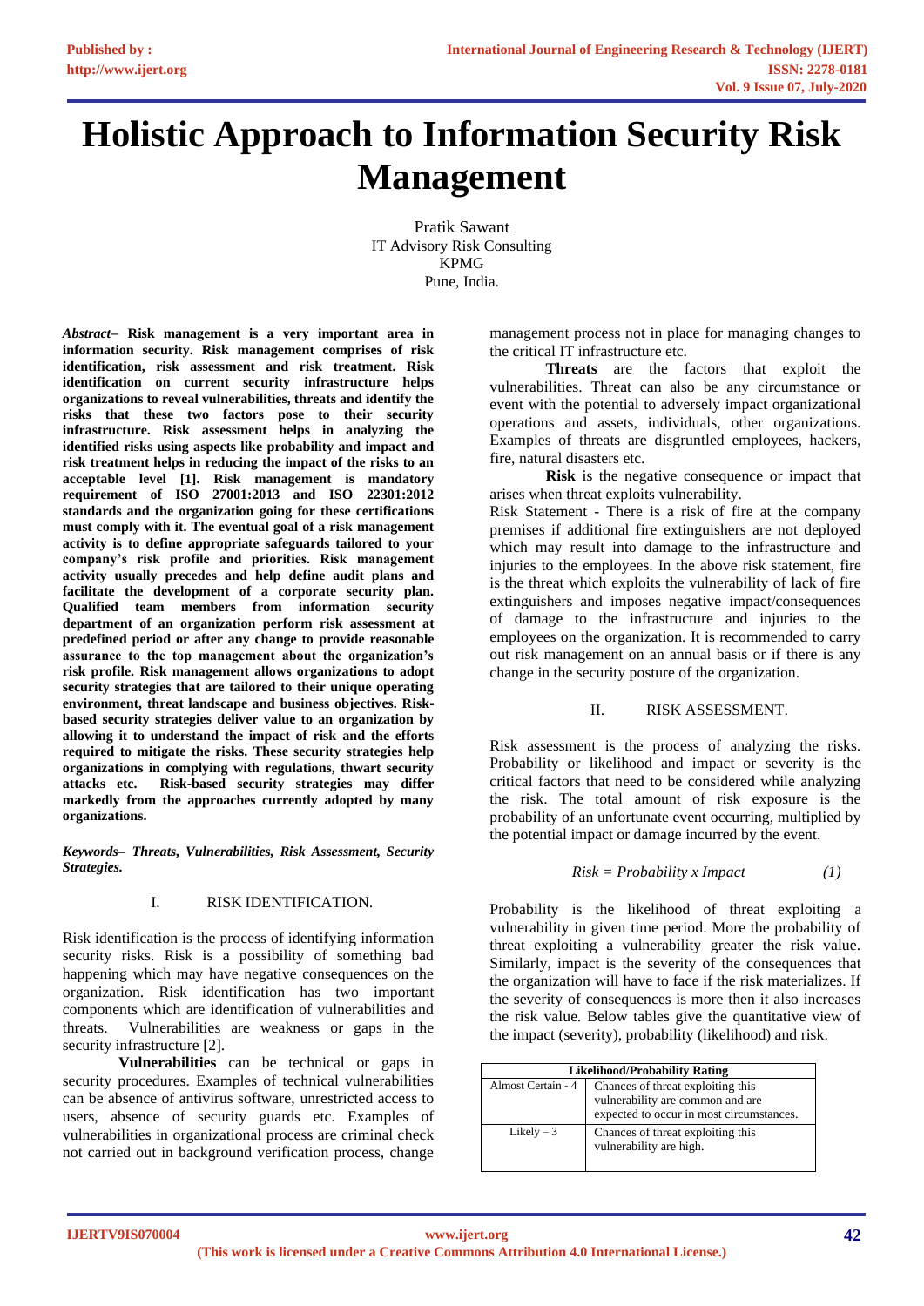# Holistic Approach to Information Security Risk Management

Pratik Sawant
IT Advisory Risk Consulting
KPMG
Pune, India.

***Abstract*– Risk management is a very important area in information security. Risk management comprises of risk identification, risk assessment and risk treatment. Risk identification on current security infrastructure helps organizations to reveal vulnerabilities, threats and identify the risks that these two factors pose to their security infrastructure. Risk assessment helps in analyzing the identified risks using aspects like probability and impact and risk treatment helps in reducing the impact of the risks to an acceptable level [1]. Risk management is mandatory requirement of ISO 27001:2013 and ISO 22301:2012 standards and the organization going for these certifications must comply with it. The eventual goal of a risk management activity is to define appropriate safeguards tailored to your company's risk profile and priorities. Risk management activity usually precedes and help define audit plans and facilitate the development of a corporate security plan. Qualified team members from information security department of an organization perform risk assessment at predefined period or after any change to provide reasonable assurance to the top management about the organization's risk profile. Risk management allows organizations to adopt security strategies that are tailored to their unique operating environment, threat landscape and business objectives. Risk-based security strategies deliver value to an organization by allowing it to understand the impact of risk and the efforts required to mitigate the risks. These security strategies help organizations in complying with regulations, thwart security attacks etc. Risk-based security strategies may differ markedly from the approaches currently adopted by many organizations.**

***Keywords*– *Threats, Vulnerabilities, Risk Assessment, Security Strategies.***

## I. RISK IDENTIFICATION.

Risk identification is the process of identifying information security risks. Risk is a possibility of something bad happening which may have negative consequences on the organization. Risk identification has two important components which are identification of vulnerabilities and threats. Vulnerabilities are weakness or gaps in the security infrastructure [2].

**Vulnerabilities** can be technical or gaps in security procedures. Examples of technical vulnerabilities can be absence of antivirus software, unrestricted access to users, absence of security guards etc. Examples of vulnerabilities in organizational process are criminal check not carried out in background verification process, change management process not in place for managing changes to the critical IT infrastructure etc.

**Threats** are the factors that exploit the vulnerabilities. Threat can also be any circumstance or event with the potential to adversely impact organizational operations and assets, individuals, other organizations. Examples of threats are disgruntled employees, hackers, fire, natural disasters etc.

**Risk** is the negative consequence or impact that arises when threat exploits vulnerability.

Risk Statement - There is a risk of fire at the company premises if additional fire extinguishers are not deployed which may result into damage to the infrastructure and injuries to the employees. In the above risk statement, fire is the threat which exploits the vulnerability of lack of fire extinguishers and imposes negative impact/consequences of damage to the infrastructure and injuries to the employees on the organization. It is recommended to carry out risk management on an annual basis or if there is any change in the security posture of the organization.

## II. RISK ASSESSMENT.

Risk assessment is the process of analyzing the risks. Probability or likelihood and impact or severity is the critical factors that need to be considered while analyzing the risk. The total amount of risk exposure is the probability of an unfortunate event occurring, multiplied by the potential impact or damage incurred by the event.

$$Risk = Probability \times Impact \qquad (1)$$

Probability is the likelihood of threat exploiting a vulnerability in given time period. More the probability of threat exploiting a vulnerability greater the risk value. Similarly, impact is the severity of the consequences that the organization will have to face if the risk materializes. If the severity of consequences is more then it also increases the risk value. Below tables give the quantitative view of the impact (severity), probability (likelihood) and risk.

| Likelihood/Probability Rating | |
|---|---|
| Almost Certain - 4 | Chances of threat exploiting this vulnerability are common and are expected to occur in most circumstances. |
| Likely – 3 | Chances of threat exploiting this vulnerability are high. |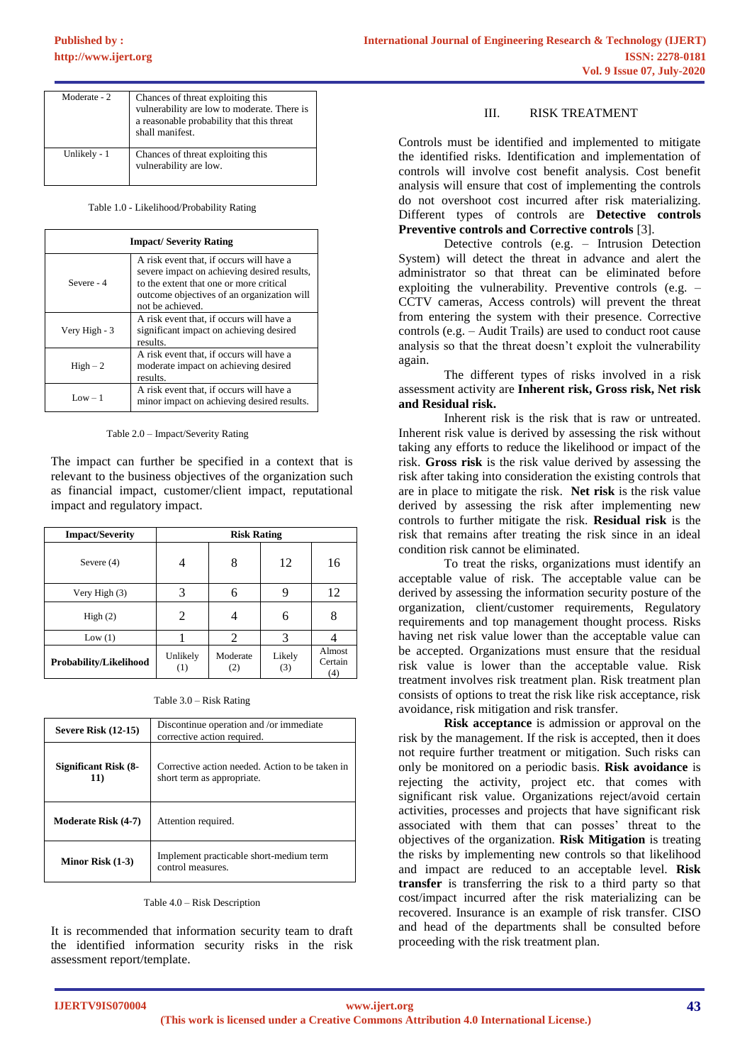| | |
|---|---|
| Moderate - 2 | Chances of threat exploiting this vulnerability are low to moderate. There is a reasonable probability that this threat shall manifest. |
| Unlikely - 1 | Chances of threat exploiting this vulnerability are low. |

Table 1.0 - Likelihood/Probability Rating

| Impact/ Severity Rating | |
|---|---|
| Severe - 4 | A risk event that, if occurs will have a severe impact on achieving desired results, to the extent that one or more critical outcome objectives of an organization will not be achieved. |
| Very High - 3 | A risk event that, if occurs will have a significant impact on achieving desired results. |
| High – 2 | A risk event that, if occurs will have a moderate impact on achieving desired results. |
| Low – 1 | A risk event that, if occurs will have a minor impact on achieving desired results. |

Table 2.0 – Impact/Severity Rating

The impact can further be specified in a context that is relevant to the business objectives of the organization such as financial impact, customer/client impact, reputational impact and regulatory impact.

| Impact/Severity | Risk Rating | | | |
|---|---|---|---|---|
| Severe (4) | 4 | 8 | 12 | 16 |
| Very High (3) | 3 | 6 | 9 | 12 |
| High (2) | 2 | 4 | 6 | 8 |
| Low (1) | 1 | 2 | 3 | 4 |
| **Probability/Likelihood** | Unlikely (1) | Moderate (2) | Likely (3) | Almost Certain (4) |

Table 3.0 – Risk Rating

| | |
|---|---|
| **Severe Risk (12-15)** | Discontinue operation and /or immediate corrective action required. |
| **Significant Risk (8-11)** | Corrective action needed. Action to be taken in short term as appropriate. |
| **Moderate Risk (4-7)** | Attention required. |
| **Minor Risk (1-3)** | Implement practicable short-medium term control measures. |

Table 4.0 – Risk Description

It is recommended that information security team to draft the identified information security risks in the risk assessment report/template.

## III. RISK TREATMENT

Controls must be identified and implemented to mitigate the identified risks. Identification and implementation of controls will involve cost benefit analysis. Cost benefit analysis will ensure that cost of implementing the controls do not overshoot cost incurred after risk materializing. Different types of controls are **Detective controls Preventive controls and Corrective controls** [3].

Detective controls (e.g. – Intrusion Detection System) will detect the threat in advance and alert the administrator so that threat can be eliminated before exploiting the vulnerability. Preventive controls (e.g. – CCTV cameras, Access controls) will prevent the threat from entering the system with their presence. Corrective controls (e.g. – Audit Trails) are used to conduct root cause analysis so that the threat doesn't exploit the vulnerability again.

The different types of risks involved in a risk assessment activity are **Inherent risk, Gross risk, Net risk and Residual risk.**

Inherent risk is the risk that is raw or untreated. Inherent risk value is derived by assessing the risk without taking any efforts to reduce the likelihood or impact of the risk. **Gross risk** is the risk value derived by assessing the risk after taking into consideration the existing controls that are in place to mitigate the risk. **Net risk** is the risk value derived by assessing the risk after implementing new controls to further mitigate the risk. **Residual risk** is the risk that remains after treating the risk since in an ideal condition risk cannot be eliminated.

To treat the risks, organizations must identify an acceptable value of risk. The acceptable value can be derived by assessing the information security posture of the organization, client/customer requirements, Regulatory requirements and top management thought process. Risks having net risk value lower than the acceptable value can be accepted. Organizations must ensure that the residual risk value is lower than the acceptable value. Risk treatment involves risk treatment plan. Risk treatment plan consists of options to treat the risk like risk acceptance, risk avoidance, risk mitigation and risk transfer.

**Risk acceptance** is admission or approval on the risk by the management. If the risk is accepted, then it does not require further treatment or mitigation. Such risks can only be monitored on a periodic basis. **Risk avoidance** is rejecting the activity, project etc. that comes with significant risk value. Organizations reject/avoid certain activities, processes and projects that have significant risk associated with them that can posses' threat to the objectives of the organization. **Risk Mitigation** is treating the risks by implementing new controls so that likelihood and impact are reduced to an acceptable level. **Risk transfer** is transferring the risk to a third party so that cost/impact incurred after the risk materializing can be recovered. Insurance is an example of risk transfer. CISO and head of the departments shall be consulted before proceeding with the risk treatment plan.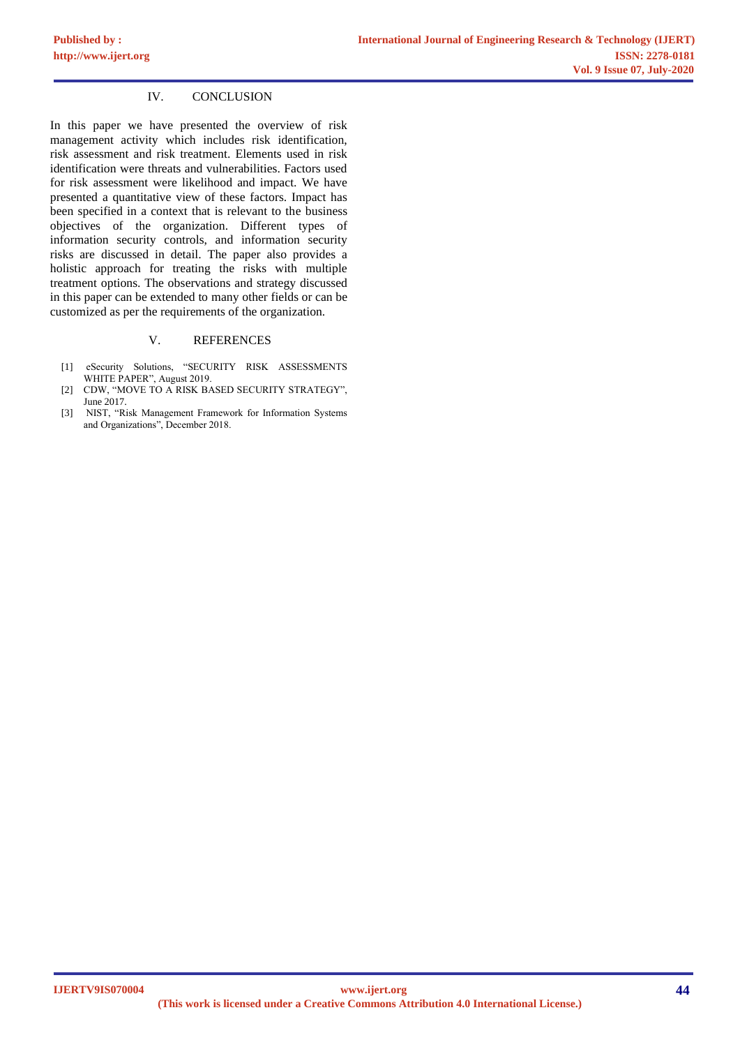## IV. CONCLUSION

In this paper we have presented the overview of risk management activity which includes risk identification, risk assessment and risk treatment. Elements used in risk identification were threats and vulnerabilities. Factors used for risk assessment were likelihood and impact. We have presented a quantitative view of these factors. Impact has been specified in a context that is relevant to the business objectives of the organization. Different types of information security controls, and information security risks are discussed in detail. The paper also provides a holistic approach for treating the risks with multiple treatment options. The observations and strategy discussed in this paper can be extended to many other fields or can be customized as per the requirements of the organization.

## V. REFERENCES

[1] eSecurity Solutions, "SECURITY RISK ASSESSMENTS WHITE PAPER", August 2019.

[2] CDW, "MOVE TO A RISK BASED SECURITY STRATEGY", June 2017.

[3] NIST, "Risk Management Framework for Information Systems and Organizations", December 2018.